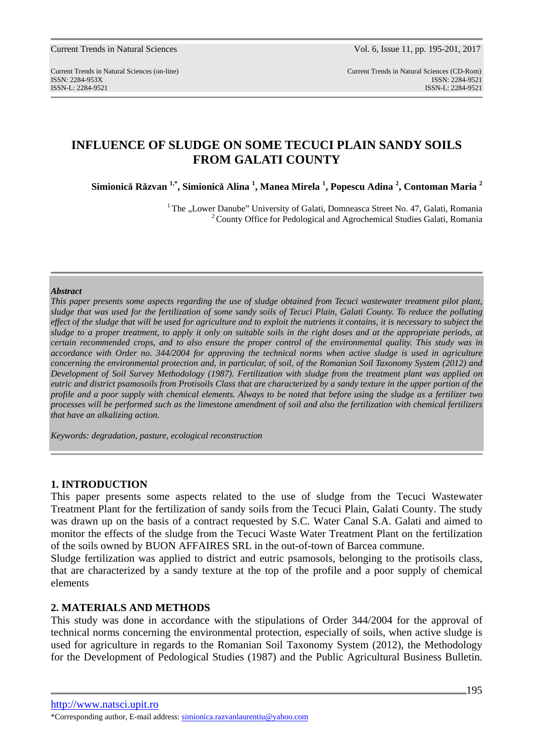# INFLUENCE OF SLUDGE ON SOME TECUCI PLAIN SANDY SOILS FROM GALATI COUNTY

**Simionică Răzvan [1,*], Simionică Alina [1], Manea Mirela [1], Popescu Adina [2], Contoman Maria [2]**

[1] The „Lower Danube" University of Galati, Domneasca Street No. 47, Galati, Romania
[2] County Office for Pedological and Agrochemical Studies Galati, Romania

***Abstract***

*This paper presents some aspects regarding the use of sludge obtained from Tecuci wastewater treatment pilot plant, sludge that was used for the fertilization of some sandy soils of Tecuci Plain, Galati County. To reduce the polluting effect of the sludge that will be used for agriculture and to exploit the nutrients it contains, it is necessary to subject the sludge to a proper treatment, to apply it only on suitable soils in the right doses and at the appropriate periods, at certain recommended crops, and to also ensure the proper control of the environmental quality. This study was in accordance with Order no. 344/2004 for approving the technical norms when active sludge is used in agriculture concerning the environmental protection and, in particular, of soil, of the Romanian Soil Taxonomy System (2012) and Development of Soil Survey Methodology (1987). Fertilization with sludge from the treatment plant was applied on eutric and district psamosoils from Protisoils Class that are characterized by a sandy texture in the upper portion of the profile and a poor supply with chemical elements. Always to be noted that before using the sludge as a fertilizer two processes will be performed such as the limestone amendment of soil and also the fertilization with chemical fertilizers that have an alkalizing action.*

*Keywords: degradation, pasture, ecological reconstruction*

## 1. INTRODUCTION

This paper presents some aspects related to the use of sludge from the Tecuci Wastewater Treatment Plant for the fertilization of sandy soils from the Tecuci Plain, Galati County. The study was drawn up on the basis of a contract requested by S.C. Water Canal S.A. Galati and aimed to monitor the effects of the sludge from the Tecuci Waste Water Treatment Plant on the fertilization of the soils owned by BUON AFFAIRES SRL in the out-of-town of Barcea commune.

Sludge fertilization was applied to district and eutric psamosols, belonging to the protisoils class, that are characterized by a sandy texture at the top of the profile and a poor supply of chemical elements

## 2. MATERIALS AND METHODS

This study was done in accordance with the stipulations of Order 344/2004 for the approval of technical norms concerning the environmental protection, especially of soils, when active sludge is used for agriculture in regards to the Romanian Soil Taxonomy System (2012), the Methodology for the Development of Pedological Studies (1987) and the Public Agricultural Business Bulletin.

http://www.natsci.upit.ro

*Corresponding author, E-mail address: simionica.razvanlaurentiu@yahoo.com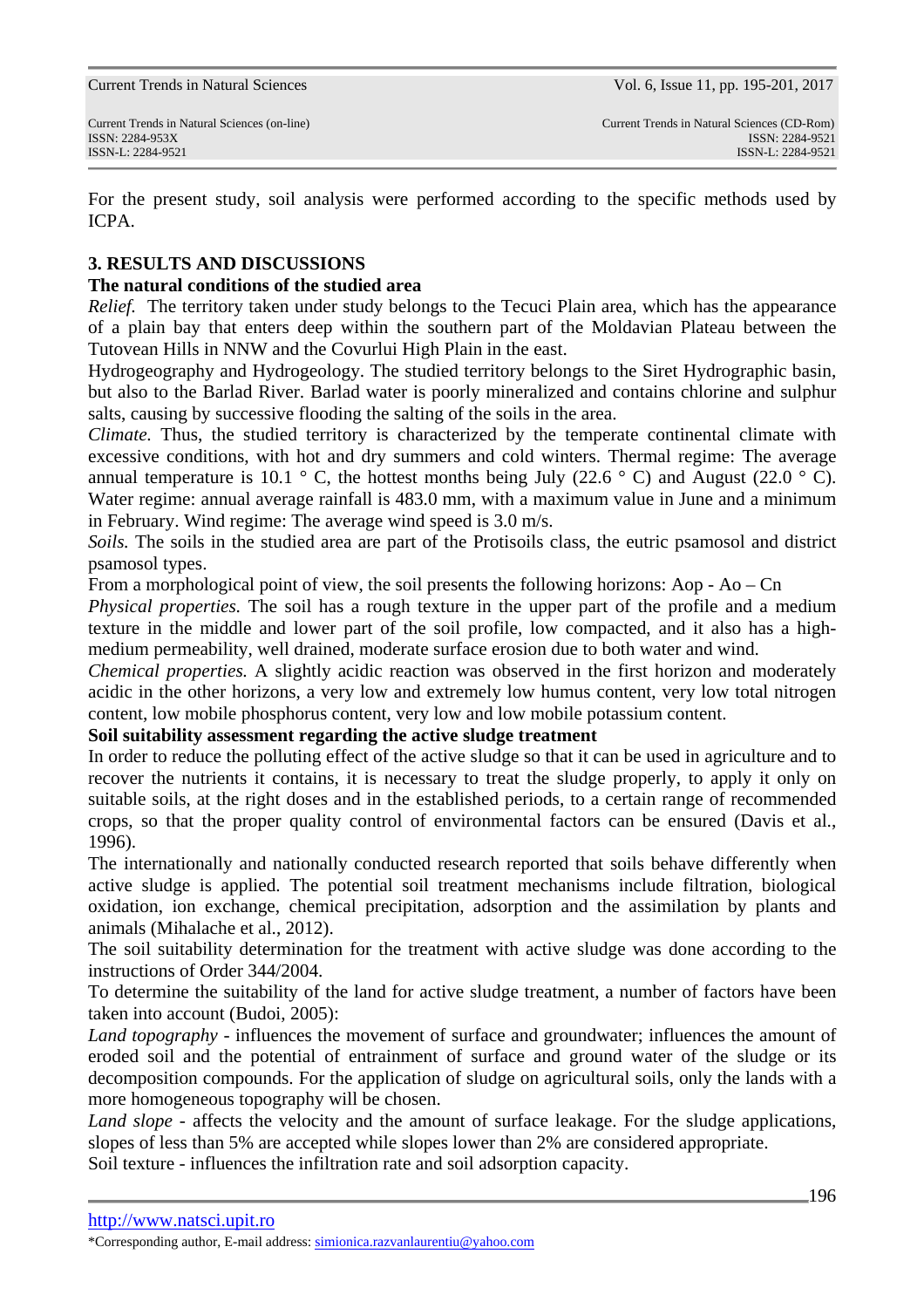For the present study, soil analysis were performed according to the specific methods used by ICPA.

## 3. RESULTS AND DISCUSSIONS

**The natural conditions of the studied area**

*Relief.* The territory taken under study belongs to the Tecuci Plain area, which has the appearance of a plain bay that enters deep within the southern part of the Moldavian Plateau between the Tutovean Hills in NNW and the Covurlui High Plain in the east.

Hydrogeography and Hydrogeology. The studied territory belongs to the Siret Hydrographic basin, but also to the Barlad River. Barlad water is poorly mineralized and contains chlorine and sulphur salts, causing by successive flooding the salting of the soils in the area.

*Climate.* Thus, the studied territory is characterized by the temperate continental climate with excessive conditions, with hot and dry summers and cold winters. Thermal regime: The average annual temperature is 10.1 ° C, the hottest months being July (22.6 ° C) and August (22.0 ° C). Water regime: annual average rainfall is 483.0 mm, with a maximum value in June and a minimum in February. Wind regime: The average wind speed is 3.0 m/s.

*Soils.* The soils in the studied area are part of the Protisoils class, the eutric psamosol and district psamosol types.

From a morphological point of view, the soil presents the following horizons: Aop - Ao – Cn

*Physical properties.* The soil has a rough texture in the upper part of the profile and a medium texture in the middle and lower part of the soil profile, low compacted, and it also has a high-medium permeability, well drained, moderate surface erosion due to both water and wind.

*Chemical properties.* A slightly acidic reaction was observed in the first horizon and moderately acidic in the other horizons, a very low and extremely low humus content, very low total nitrogen content, low mobile phosphorus content, very low and low mobile potassium content.

**Soil suitability assessment regarding the active sludge treatment**

In order to reduce the polluting effect of the active sludge so that it can be used in agriculture and to recover the nutrients it contains, it is necessary to treat the sludge properly, to apply it only on suitable soils, at the right doses and in the established periods, to a certain range of recommended crops, so that the proper quality control of environmental factors can be ensured (Davis et al., 1996).

The internationally and nationally conducted research reported that soils behave differently when active sludge is applied. The potential soil treatment mechanisms include filtration, biological oxidation, ion exchange, chemical precipitation, adsorption and the assimilation by plants and animals (Mihalache et al., 2012).

The soil suitability determination for the treatment with active sludge was done according to the instructions of Order 344/2004.

To determine the suitability of the land for active sludge treatment, a number of factors have been taken into account (Budoi, 2005):

*Land topography* - influences the movement of surface and groundwater; influences the amount of eroded soil and the potential of entrainment of surface and ground water of the sludge or its decomposition compounds. For the application of sludge on agricultural soils, only the lands with a more homogeneous topography will be chosen.

*Land slope* - affects the velocity and the amount of surface leakage. For the sludge applications, slopes of less than 5% are accepted while slopes lower than 2% are considered appropriate.

Soil texture - influences the infiltration rate and soil adsorption capacity.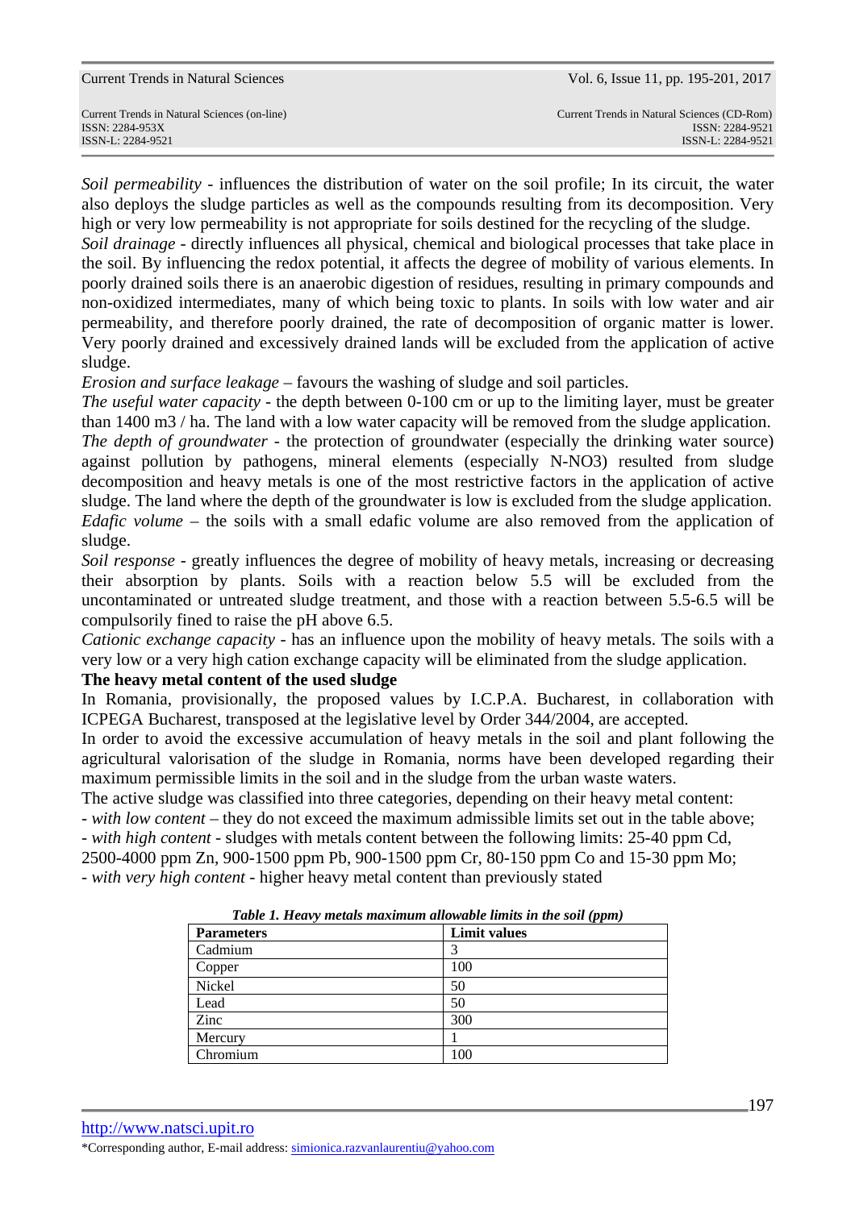*Soil permeability* - influences the distribution of water on the soil profile; In its circuit, the water also deploys the sludge particles as well as the compounds resulting from its decomposition. Very high or very low permeability is not appropriate for soils destined for the recycling of the sludge.

*Soil drainage* - directly influences all physical, chemical and biological processes that take place in the soil. By influencing the redox potential, it affects the degree of mobility of various elements. In poorly drained soils there is an anaerobic digestion of residues, resulting in primary compounds and non-oxidized intermediates, many of which being toxic to plants. In soils with low water and air permeability, and therefore poorly drained, the rate of decomposition of organic matter is lower. Very poorly drained and excessively drained lands will be excluded from the application of active sludge.

*Erosion and surface leakage* – favours the washing of sludge and soil particles.

*The useful water capacity* - the depth between 0-100 cm or up to the limiting layer, must be greater than 1400 m3 / ha. The land with a low water capacity will be removed from the sludge application.

*The depth of groundwater* - the protection of groundwater (especially the drinking water source) against pollution by pathogens, mineral elements (especially N-NO3) resulted from sludge decomposition and heavy metals is one of the most restrictive factors in the application of active sludge. The land where the depth of the groundwater is low is excluded from the sludge application.

*Edafic volume* – the soils with a small edafic volume are also removed from the application of sludge.

*Soil response* - greatly influences the degree of mobility of heavy metals, increasing or decreasing their absorption by plants. Soils with a reaction below 5.5 will be excluded from the uncontaminated or untreated sludge treatment, and those with a reaction between 5.5-6.5 will be compulsorily fined to raise the pH above 6.5.

*Cationic exchange capacity* - has an influence upon the mobility of heavy metals. The soils with a very low or a very high cation exchange capacity will be eliminated from the sludge application.

**The heavy metal content of the used sludge**

In Romania, provisionally, the proposed values by I.C.P.A. Bucharest, in collaboration with ICPEGA Bucharest, transposed at the legislative level by Order 344/2004, are accepted.

In order to avoid the excessive accumulation of heavy metals in the soil and plant following the agricultural valorisation of the sludge in Romania, norms have been developed regarding their maximum permissible limits in the soil and in the sludge from the urban waste waters.

The active sludge was classified into three categories, depending on their heavy metal content:

- *with low content* – they do not exceed the maximum admissible limits set out in the table above;
- *with high content* - sludges with metals content between the following limits: 25-40 ppm Cd, 2500-4000 ppm Zn, 900-1500 ppm Pb, 900-1500 ppm Cr, 80-150 ppm Co and 15-30 ppm Mo;
- *with very high content* - higher heavy metal content than previously stated

***Table 1. Heavy metals maximum allowable limits in the soil (ppm)***

| Parameters | Limit values |
|---|---|
| Cadmium | 3 |
| Copper | 100 |
| Nickel | 50 |
| Lead | 50 |
| Zinc | 300 |
| Mercury | 1 |
| Chromium | 100 |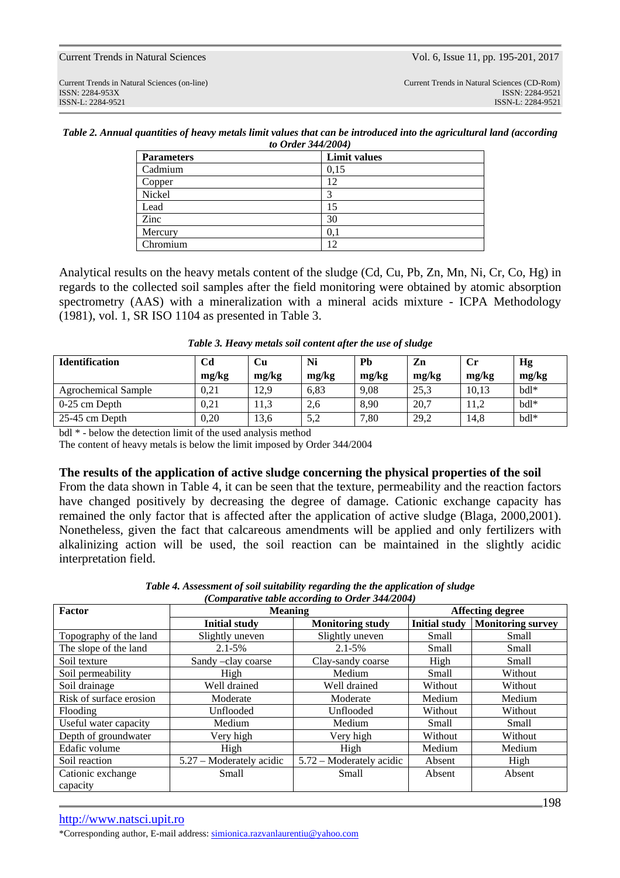*Table 2. Annual quantities of heavy metals limit values that can be introduced into the agricultural land (according to Order 344/2004)*

| Parameters | Limit values |
|---|---|
| Cadmium | 0,15 |
| Copper | 12 |
| Nickel | 3 |
| Lead | 15 |
| Zinc | 30 |
| Mercury | 0,1 |
| Chromium | 12 |

Analytical results on the heavy metals content of the sludge (Cd, Cu, Pb, Zn, Mn, Ni, Cr, Co, Hg) in regards to the collected soil samples after the field monitoring were obtained by atomic absorption spectrometry (AAS) with a mineralization with a mineral acids mixture - ICPA Methodology (1981), vol. 1, SR ISO 1104 as presented in Table 3.

*Table 3. Heavy metals soil content after the use of sludge*

| Identification | Cd mg/kg | Cu mg/kg | Ni mg/kg | Pb mg/kg | Zn mg/kg | Cr mg/kg | Hg mg/kg |
|---|---|---|---|---|---|---|---|
| Agrochemical Sample | 0,21 | 12,9 | 6,83 | 9,08 | 25,3 | 10,13 | bdl* |
| 0-25 cm Depth | 0,21 | 11,3 | 2,6 | 8,90 | 20,7 | 11,2 | bdl* |
| 25-45 cm Depth | 0,20 | 13,6 | 5,2 | 7,80 | 29,2 | 14,8 | bdl* |

bdl * - below the detection limit of the used analysis method

The content of heavy metals is below the limit imposed by Order 344/2004

**The results of the application of active sludge concerning the physical properties of the soil**

From the data shown in Table 4, it can be seen that the texture, permeability and the reaction factors have changed positively by decreasing the degree of damage. Cationic exchange capacity has remained the only factor that is affected after the application of active sludge (Blaga, 2000,2001). Nonetheless, given the fact that calcareous amendments will be applied and only fertilizers with alkalinizing action will be used, the soil reaction can be maintained in the slightly acidic interpretation field.

*Table 4. Assessment of soil suitability regarding the the application of sludge (Comparative table according to Order 344/2004)*

| Factor | Meaning | | Affecting degree | |
|---|---|---|---|---|
| | Initial study | Monitoring study | Initial study | Monitoring survey |
| Topography of the land | Slightly uneven | Slightly uneven | Small | Small |
| The slope of the land | 2.1-5% | 2.1-5% | Small | Small |
| Soil texture | Sandy –clay coarse | Clay-sandy coarse | High | Small |
| Soil permeability | High | Medium | Small | Without |
| Soil drainage | Well drained | Well drained | Without | Without |
| Risk of surface erosion | Moderate | Moderate | Medium | Medium |
| Flooding | Unflooded | Unflooded | Without | Without |
| Useful water capacity | Medium | Medium | Small | Small |
| Depth of groundwater | Very high | Very high | Without | Without |
| Edafic volume | High | High | Medium | Medium |
| Soil reaction | 5.27 – Moderately acidic | 5.72 – Moderately acidic | Absent | High |
| Cationic exchange capacity | Small | Small | Absent | Absent |

http://www.natsci.upit.ro

*Corresponding author, E-mail address: simionica.razvanlaurentiu@yahoo.com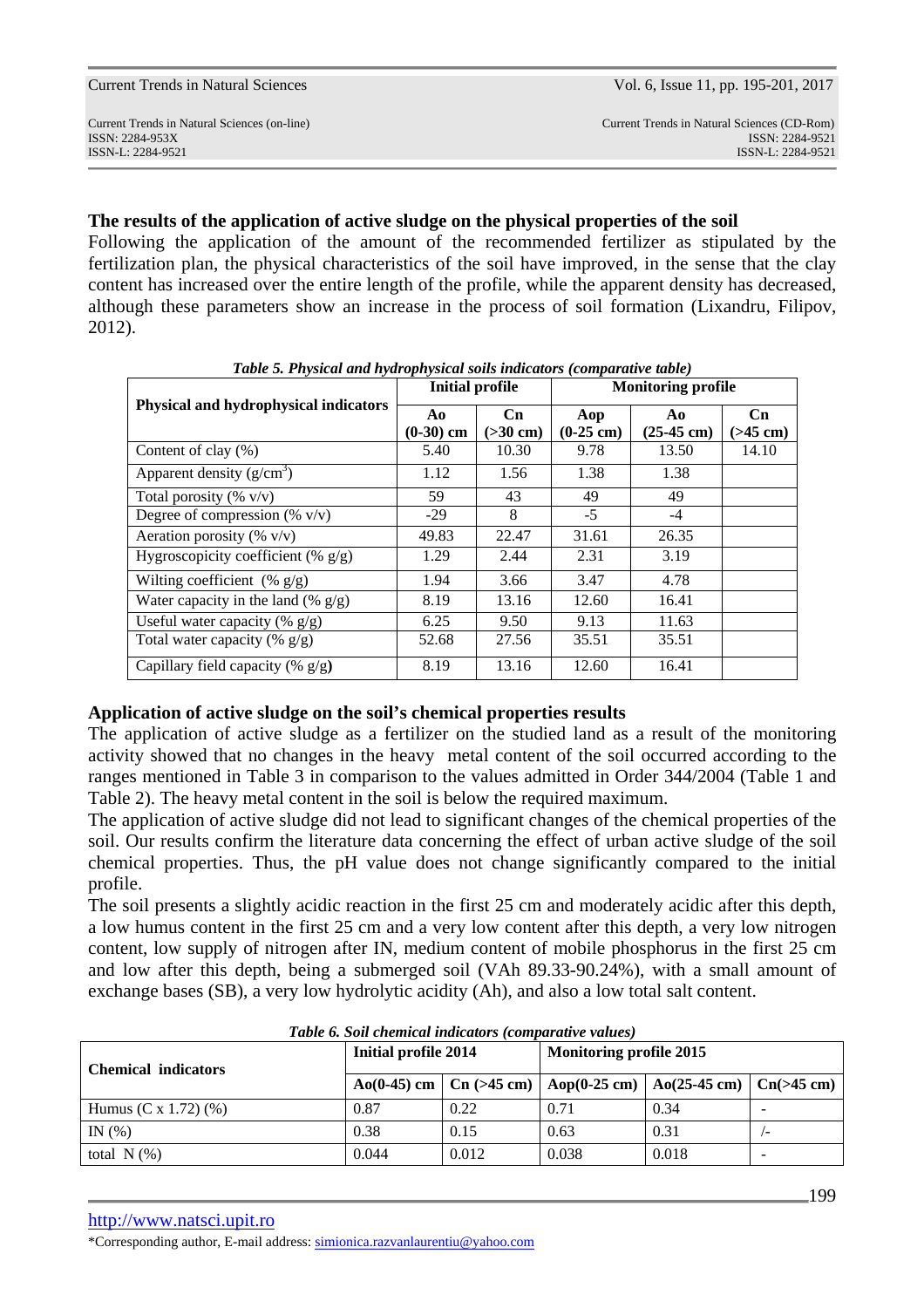### The results of the application of active sludge on the physical properties of the soil

Following the application of the amount of the recommended fertilizer as stipulated by the fertilization plan, the physical characteristics of the soil have improved, in the sense that the clay content has increased over the entire length of the profile, while the apparent density has decreased, although these parameters show an increase in the process of soil formation (Lixandru, Filipov, 2012).

*Table 5. Physical and hydrophysical soils indicators (comparative table)*

| Physical and hydrophysical indicators | Initial profile | | Monitoring profile | | |
|---|---|---|---|---|---|
| | Ao (0-30) cm | Cn (>30 cm) | Aop (0-25 cm) | Ao (25-45 cm) | Cn (>45 cm) |
| Content of clay (%) | 5.40 | 10.30 | 9.78 | 13.50 | 14.10 |
| Apparent density (g/cm$^3$) | 1.12 | 1.56 | 1.38 | 1.38 | |
| Total porosity (% v/v) | 59 | 43 | 49 | 49 | |
| Degree of compression (% v/v) | -29 | 8 | -5 | -4 | |
| Aeration porosity (% v/v) | 49.83 | 22.47 | 31.61 | 26.35 | |
| Hygroscopicity coefficient (% g/g) | 1.29 | 2.44 | 2.31 | 3.19 | |
| Wilting coefficient (% g/g) | 1.94 | 3.66 | 3.47 | 4.78 | |
| Water capacity in the land (% g/g) | 8.19 | 13.16 | 12.60 | 16.41 | |
| Useful water capacity (% g/g) | 6.25 | 9.50 | 9.13 | 11.63 | |
| Total water capacity (% g/g) | 52.68 | 27.56 | 35.51 | 35.51 | |
| Capillary field capacity (% g/g) | 8.19 | 13.16 | 12.60 | 16.41 | |

### Application of active sludge on the soil's chemical properties results

The application of active sludge as a fertilizer on the studied land as a result of the monitoring activity showed that no changes in the heavy metal content of the soil occurred according to the ranges mentioned in Table 3 in comparison to the values admitted in Order 344/2004 (Table 1 and Table 2). The heavy metal content in the soil is below the required maximum.

The application of active sludge did not lead to significant changes of the chemical properties of the soil. Our results confirm the literature data concerning the effect of urban active sludge of the soil chemical properties. Thus, the pH value does not change significantly compared to the initial profile.

The soil presents a slightly acidic reaction in the first 25 cm and moderately acidic after this depth, a low humus content in the first 25 cm and a very low content after this depth, a very low nitrogen content, low supply of nitrogen after IN, medium content of mobile phosphorus in the first 25 cm and low after this depth, being a submerged soil (VAh 89.33-90.24%), with a small amount of exchange bases (SB), a very low hydrolytic acidity (Ah), and also a low total salt content.

*Table 6. Soil chemical indicators (comparative values)*

| Chemical indicators | Initial profile 2014 | | Monitoring profile 2015 | | |
|---|---|---|---|---|---|
| | Ao(0-45) cm | Cn (>45 cm) | Aop(0-25 cm) | Ao(25-45 cm) | Cn(>45 cm) |
| Humus (C x 1.72) (%) | 0.87 | 0.22 | 0.71 | 0.34 | - |
| IN (%) | 0.38 | 0.15 | 0.63 | 0.31 | /- |
| total N (%) | 0.044 | 0.012 | 0.038 | 0.018 | - |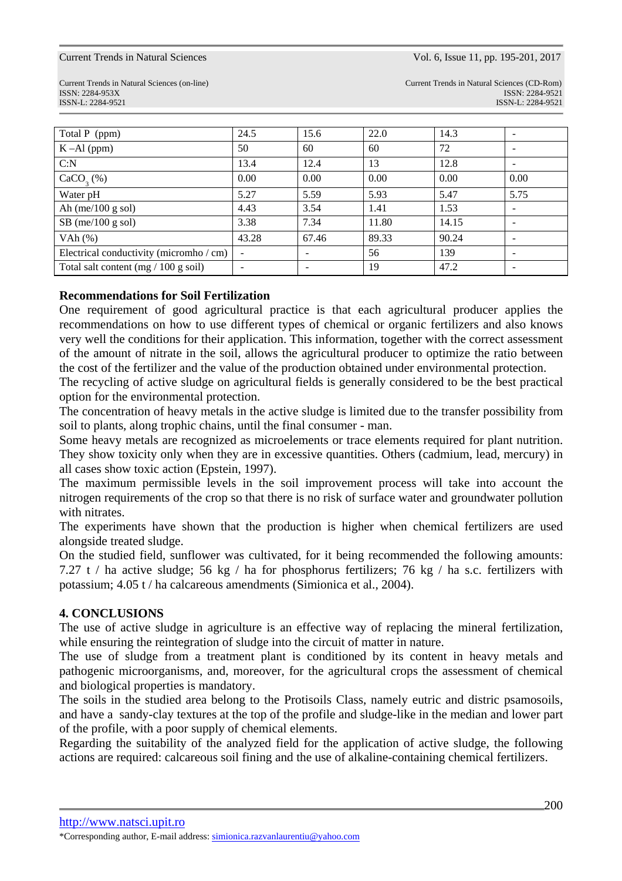| Total P (ppm) | 24.5 | 15.6 | 22.0 | 14.3 | - |
|---|---|---|---|---|---|
| K –Al (ppm) | 50 | 60 | 60 | 72 | - |
| C:N | 13.4 | 12.4 | 13 | 12.8 | - |
| $CaCO_3$ (%) | 0.00 | 0.00 | 0.00 | 0.00 | 0.00 |
| Water pH | 5.27 | 5.59 | 5.93 | 5.47 | 5.75 |
| Ah (me/100 g sol) | 4.43 | 3.54 | 1.41 | 1.53 | - |
| SB (me/100 g sol) | 3.38 | 7.34 | 11.80 | 14.15 | - |
| VAh (%) | 43.28 | 67.46 | 89.33 | 90.24 | - |
| Electrical conductivity (micromho / cm) | - | - | 56 | 139 | - |
| Total salt content (mg / 100 g soil) | - | - | 19 | 47.2 | - |

**Recommendations for Soil Fertilization**

One requirement of good agricultural practice is that each agricultural producer applies the recommendations on how to use different types of chemical or organic fertilizers and also knows very well the conditions for their application. This information, together with the correct assessment of the amount of nitrate in the soil, allows the agricultural producer to optimize the ratio between the cost of the fertilizer and the value of the production obtained under environmental protection.

The recycling of active sludge on agricultural fields is generally considered to be the best practical option for the environmental protection.

The concentration of heavy metals in the active sludge is limited due to the transfer possibility from soil to plants, along trophic chains, until the final consumer - man.

Some heavy metals are recognized as microelements or trace elements required for plant nutrition. They show toxicity only when they are in excessive quantities. Others (cadmium, lead, mercury) in all cases show toxic action (Epstein, 1997).

The maximum permissible levels in the soil improvement process will take into account the nitrogen requirements of the crop so that there is no risk of surface water and groundwater pollution with nitrates.

The experiments have shown that the production is higher when chemical fertilizers are used alongside treated sludge.

On the studied field, sunflower was cultivated, for it being recommended the following amounts: 7.27 t / ha active sludge; 56 kg / ha for phosphorus fertilizers; 76 kg / ha s.c. fertilizers with potassium; 4.05 t / ha calcareous amendments (Simionica et al., 2004).

## 4. CONCLUSIONS

The use of active sludge in agriculture is an effective way of replacing the mineral fertilization, while ensuring the reintegration of sludge into the circuit of matter in nature.

The use of sludge from a treatment plant is conditioned by its content in heavy metals and pathogenic microorganisms, and, moreover, for the agricultural crops the assessment of chemical and biological properties is mandatory.

The soils in the studied area belong to the Protisoils Class, namely eutric and distric psamosoils, and have a sandy-clay textures at the top of the profile and sludge-like in the median and lower part of the profile, with a poor supply of chemical elements.

Regarding the suitability of the analyzed field for the application of active sludge, the following actions are required: calcareous soil fining and the use of alkaline-containing chemical fertilizers.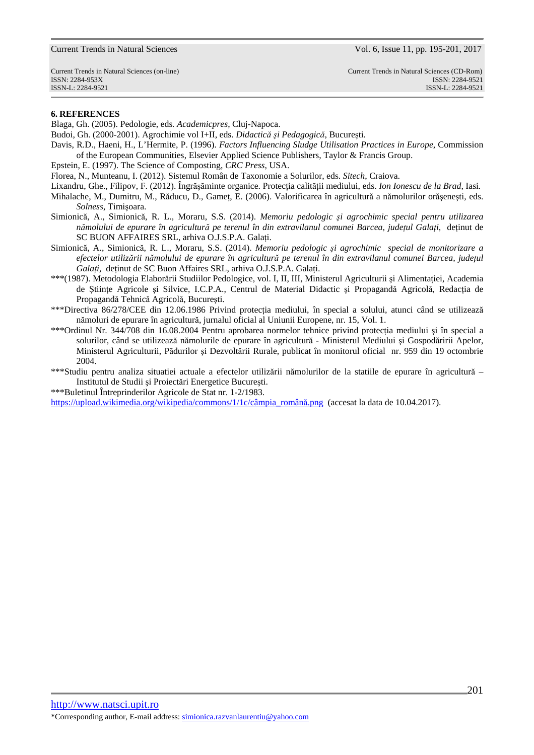### 6. REFERENCES

Blaga, Gh. (2005). Pedologie, eds. *Academicpres*, Cluj-Napoca.

Budoi, Gh. (2000-2001). Agrochimie vol I+II, eds. *Didactică şi Pedagogică*, Bucureşti.

Davis, R.D., Haeni, H., L'Hermite, P. (1996). *Factors Influencing Sludge Utilisation Practices in Europe*, Commission of the European Communities, Elsevier Applied Science Publishers, Taylor & Francis Group.

Epstein, E. (1997). The Science of Composting, *CRC Press*, USA.

Florea, N., Munteanu, I. (2012). Sistemul Român de Taxonomie a Solurilor, eds. *Sitech*, Craiova.

Lixandru, Ghe., Filipov, F. (2012). Îngrăşăminte organice. Protecția calității mediului, eds. *Ion Ionescu de la Brad*, Iasi.

Mihalache, M., Dumitru, M., Răducu, D., Gameț, E. (2006). Valorificarea în agricultură a nămolurilor orăşeneşti, eds. *Solness*, Timişoara.

Simionică, A., Simionică, R. L., Moraru, S.S. (2014). *Memoriu pedologic şi agrochimic special pentru utilizarea nămolului de epurare în agricultură pe terenul în din extravilanul comunei Barcea, județul Galați*, deținut de SC BUON AFFAIRES SRL, arhiva O.J.S.P.A. Galați.

Simionică, A., Simionică, R. L., Moraru, S.S. (2014). *Memoriu pedologic şi agrochimic special de monitorizare a efectelor utilizării nămolului de epurare în agricultură pe terenul în din extravilanul comunei Barcea, județul Galați*, deținut de SC Buon Affaires SRL, arhiva O.J.S.P.A. Galați.

***(1987). Metodologia Elaborării Studiilor Pedologice, vol. I, II, III, Ministerul Agriculturii şi Alimentației, Academia de Ştiințe Agricole şi Silvice, I.C.P.A., Centrul de Material Didactic şi Propagandă Agricolă, Redacția de Propagandă Tehnică Agricolă, Bucureşti.

***Directiva 86/278/CEE din 12.06.1986 Privind protecția mediului, în special a solului, atunci când se utilizează nămoluri de epurare în agricultură, jurnalul oficial al Uniunii Europene, nr. 15, Vol. 1.

***Ordinul Nr. 344/708 din 16.08.2004 Pentru aprobarea normelor tehnice privind protecția mediului şi în special a solurilor, când se utilizează nămolurile de epurare în agricultură - Ministerul Mediului şi Gospodăririi Apelor, Ministerul Agriculturii, Pădurilor şi Dezvoltării Rurale, publicat în monitorul oficial nr. 959 din 19 octombrie 2004.

***Studiu pentru analiza situatiei actuale a efectelor utilizării nămolurilor de la statiile de epurare în agricultură – Institutul de Studii şi Proiectări Energetice Bucureşti.

***Buletinul Întreprinderilor Agricole de Stat nr. 1-2/1983.

https://upload.wikimedia.org/wikipedia/commons/1/1c/câmpia_română.png (accesat la data de 10.04.2017).